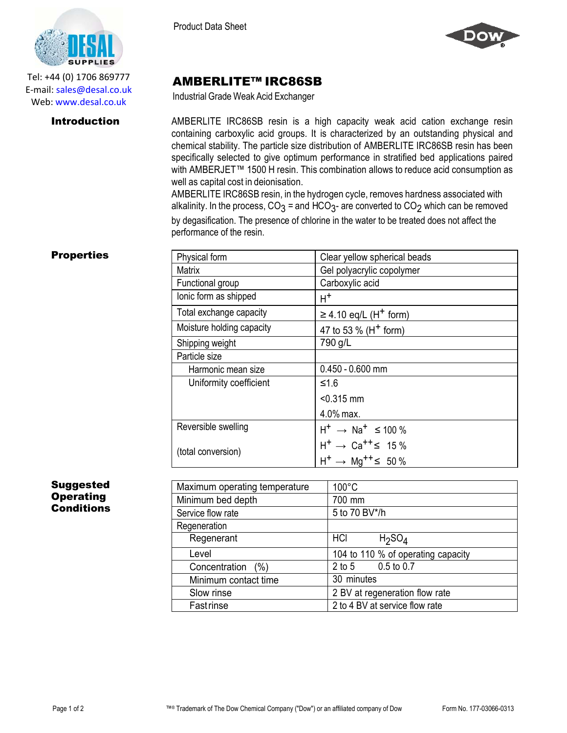Tel: +44 (0) 1706 869777
E-mail: sales@desal.co.uk
Web: www.desal.co.uk

Product Data Sheet

# AMBERLITE™ IRC86SB

Industrial Grade Weak Acid Exchanger

## Introduction

AMBERLITE IRC86SB resin is a high capacity weak acid cation exchange resin containing carboxylic acid groups. It is characterized by an outstanding physical and chemical stability. The particle size distribution of AMBERLITE IRC86SB resin has been specifically selected to give optimum performance in stratified bed applications paired with AMBERJET™ 1500 H resin. This combination allows to reduce acid consumption as well as capital cost in deionisation.

AMBERLITE IRC86SB resin, in the hydrogen cycle, removes hardness associated with alkalinity. In the process, $CO_3$ = and $HCO_3$- are converted to $CO_2$ which can be removed by degasification. The presence of chlorine in the water to be treated does not affect the performance of the resin.

## Properties

| Property | Value |
|---|---|
| Physical form | Clear yellow spherical beads |
| Matrix | Gel polyacrylic copolymer |
| Functional group | Carboxylic acid |
| Ionic form as shipped | $H^+$ |
| Total exchange capacity | ≥ 4.10 eq/L ($H^+$ form) |
| Moisture holding capacity | 47 to 53 % ($H^+$ form) |
| Shipping weight | 790 g/L |
| Particle size | |
| Harmonic mean size | 0.450 - 0.600 mm |
| Uniformity coefficient | ≤1.6 |
| | <0.315 mm |
| | 4.0% max. |
| Reversible swelling | $H^+ \rightarrow Na^+$ ≤ 100 % |
| (total conversion) | $H^+ \rightarrow Ca^{++}$ ≤ 15 % |
| | $H^+ \rightarrow Mg^{++}$ ≤ 50 % |

## Suggested Operating Conditions

| Condition | Value |
|---|---|
| Maximum operating temperature | 100°C |
| Minimum bed depth | 700 mm |
| Service flow rate | 5 to 70 BV*/h |
| Regeneration | |
| Regenerant | HCl $H_2SO_4$ |
| Level | 104 to 110 % of operating capacity |
| Concentration (%) | 2 to 5 0.5 to 0.7 |
| Minimum contact time | 30 minutes |
| Slow rinse | 2 BV at regeneration flow rate |
| Fast rinse | 2 to 4 BV at service flow rate |

™® Trademark of The Dow Chemical Company ("Dow") or an affiliated company of Dow

Form No. 177-03066-0313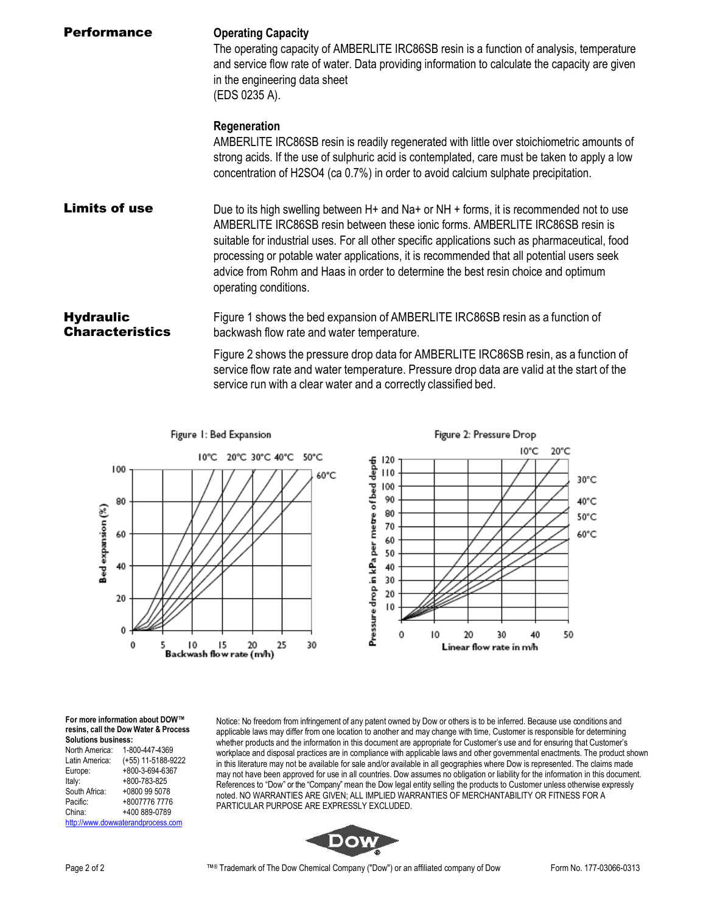## Performance

### Operating Capacity

The operating capacity of AMBERLITE IRC86SB resin is a function of analysis, temperature and service flow rate of water. Data providing information to calculate the capacity are given in the engineering data sheet
(EDS 0235 A).

### Regeneration

AMBERLITE IRC86SB resin is readily regenerated with little over stoichiometric amounts of strong acids. If the use of sulphuric acid is contemplated, care must be taken to apply a low concentration of $H_2SO_4$ (ca 0.7%) in order to avoid calcium sulphate precipitation.

## Limits of use

Due to its high swelling between H+ and Na+ or NH + forms, it is recommended not to use AMBERLITE IRC86SB resin between these ionic forms. AMBERLITE IRC86SB resin is suitable for industrial uses. For all other specific applications such as pharmaceutical, food processing or potable water applications, it is recommended that all potential users seek advice from Rohm and Haas in order to determine the best resin choice and optimum operating conditions.

## Hydraulic Characteristics

Figure 1 shows the bed expansion of AMBERLITE IRC86SB resin as a function of backwash flow rate and water temperature.

Figure 2 shows the pressure drop data for AMBERLITE IRC86SB resin, as a function of service flow rate and water temperature. Pressure drop data are valid at the start of the service run with a clear water and a correctly classified bed.

Figure 1: Bed Expansion

10°C 20°C 30°C 40°C 50°C 60°C

Bed expansion (%)

0 20 40 60 80 100

0 5 10 15 20 25 30

Backwash flow rate (m/h)

Figure 2: Pressure Drop

10°C 20°C 30°C 40°C 50°C 60°C

Pressure drop in kPa per metre of bed depth

10 20 30 40 50 60 70 80 90 100 110 120

0 10 20 30 40 50

Linear flow rate in m/h

**For more information about DOW™ resins, call the Dow Water & Process Solutions business:**

North America: 1-800-447-4369
Latin America: (+55) 11-5188-9222
Europe: +800-3-694-6367
Italy: +800-783-825
South Africa: +0800 99 5078
Pacific: +8007776 7776
China: +400 889-0789
http://www.dowwaterandprocess.com

Notice: No freedom from infringement of any patent owned by Dow or others is to be inferred. Because use conditions and applicable laws may differ from one location to another and may change with time, Customer is responsible for determining whether products and the information in this document are appropriate for Customer's use and for ensuring that Customer's workplace and disposal practices are in compliance with applicable laws and other governmental enactments. The product shown in this literature may not be available for sale and/or available in all geographies where Dow is represented. The claims made may not have been approved for use in all countries. Dow assumes no obligation or liability for the information in this document. References to "Dow" or the "Company" mean the Dow legal entity selling the products to Customer unless otherwise expressly noted. NO WARRANTIES ARE GIVEN; ALL IMPLIED WARRANTIES OF MERCHANTABILITY OR FITNESS FOR A PARTICULAR PURPOSE ARE EXPRESSLY EXCLUDED.

™® Trademark of The Dow Chemical Company ("Dow") or an affiliated company of Dow

Form No. 177-03066-0313